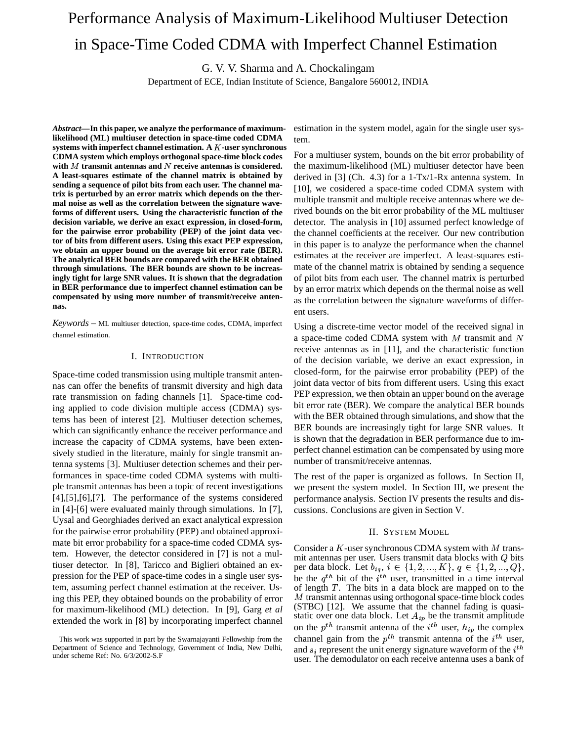# Performance Analysis of Maximum-Likelihood Multiuser Detection in Space-Time Coded CDMA with Imperfect Channel Estimation

G. V. V. Sharma and A. Chockalingam

Department of ECE, Indian Institute of Science, Bangalore 560012, INDIA

***Abstract*—In this paper, we analyze the performance of maximum-likelihood (ML) multiuser detection in space-time coded CDMA systems with imperfect channel estimation. A $K$-user synchronous CDMA system which employs orthogonal space-time block codes with $M$ transmit antennas and $N$ receive antennas is considered. A least-squares estimate of the channel matrix is obtained by sending a sequence of pilot bits from each user. The channel matrix is perturbed by an error matrix which depends on the thermal noise as well as the correlation between the signature waveforms of different users. Using the characteristic function of the decision variable, we derive an exact expression, in closed-form, for the pairwise error probability (PEP) of the joint data vector of bits from different users. Using this exact PEP expression, we obtain an upper bound on the average bit error rate (BER). The analytical BER bounds are compared with the BER obtained through simulations. The BER bounds are shown to be increasingly tight for large SNR values. It is shown that the degradation in BER performance due to imperfect channel estimation can be compensated by using more number of transmit/receive antennas.**

*Keywords* – ML multiuser detection, space-time codes, CDMA, imperfect channel estimation.

## I. Introduction

Space-time coded transmission using multiple transmit antennas can offer the benefits of transmit diversity and high data rate transmission on fading channels [1]. Space-time coding applied to code division multiple access (CDMA) systems has been of interest [2]. Multiuser detection schemes, which can significantly enhance the receiver performance and increase the capacity of CDMA systems, have been extensively studied in the literature, mainly for single transmit antenna systems [3]. Multiuser detection schemes and their performances in space-time coded CDMA systems with multiple transmit antennas has been a topic of recent investigations [4],[5],[6],[7]. The performance of the systems considered in [4]-[6] were evaluated mainly through simulations. In [7], Uysal and Georghiades derived an exact analytical expression for the pairwise error probability (PEP) and obtained approximate bit error probability for a space-time coded CDMA system. However, the detector considered in [7] is not a multiuser detector. In [8], Taricco and Biglieri obtained an expression for the PEP of space-time codes in a single user system, assuming perfect channel estimation at the receiver. Using this PEP, they obtained bounds on the probability of error for maximum-likelihood (ML) detection. In [9], Garg *et al* extended the work in [8] by incorporating imperfect channel estimation in the system model, again for the single user system.

For a multiuser system, bounds on the bit error probability of the maximum-likelihood (ML) multiuser detector have been derived in [3] (Ch. 4.3) for a 1-Tx/1-Rx antenna system. In [10], we cosidered a space-time coded CDMA system with multiple transmit and multiple receive antennas where we derived bounds on the bit error probability of the ML multiuser detector. The analysis in [10] assumed perfect knowledge of the channel coefficients at the receiver. Our new contribution in this paper is to analyze the performance when the channel estimates at the receiver are imperfect. A least-squares estimate of the channel matrix is obtained by sending a sequence of pilot bits from each user. The channel matrix is perturbed by an error matrix which depends on the thermal noise as well as the correlation between the signature waveforms of different users.

Using a discrete-time vector model of the received signal in a space-time coded CDMA system with $M$ transmit and $N$ receive antennas as in [11], and the characteristic function of the decision variable, we derive an exact expression, in closed-form, for the pairwise error probability (PEP) of the joint data vector of bits from different users. Using this exact PEP expression, we then obtain an upper bound on the average bit error rate (BER). We compare the analytical BER bounds with the BER obtained through simulations, and show that the BER bounds are increasingly tight for large SNR values. It is shown that the degradation in BER performance due to imperfect channel estimation can be compensated by using more number of transmit/receive antennas.

The rest of the paper is organized as follows. In Section II, we present the system model. In Section III, we present the performance analysis. Section IV presents the results and discussions. Conclusions are given in Section V.

## II. System Model

Consider a $K$-user synchronous CDMA system with $M$ transmit antennas per user. Users transmit data blocks with $Q$ bits per data block. Let $b_{iq}$, $i \in \{1, 2, ..., K\}$, $q \in \{1, 2, ..., Q\}$, be the $q^{th}$ bit of the $i^{th}$ user, transmitted in a time interval of length $T$. The bits in a data block are mapped on to the $M$ transmit antennas using orthogonal space-time block codes (STBC) [12]. We assume that the channel fading is quasi-static over one data block. Let $A_{ip}$ be the transmit amplitude on the $p^{th}$ transmit antenna of the $i^{th}$ user, $h_{ip}$ the complex channel gain from the $p^{th}$ transmit antenna of the $i^{th}$ user, and $s_i$ represent the unit energy signature waveform of the $i^{th}$ user. The demodulator on each receive antenna uses a bank of

This work was supported in part by the Swarnajayanti Fellowship from the Department of Science and Technology, Government of India, New Delhi, under scheme Ref: No. 6/3/2002-S.F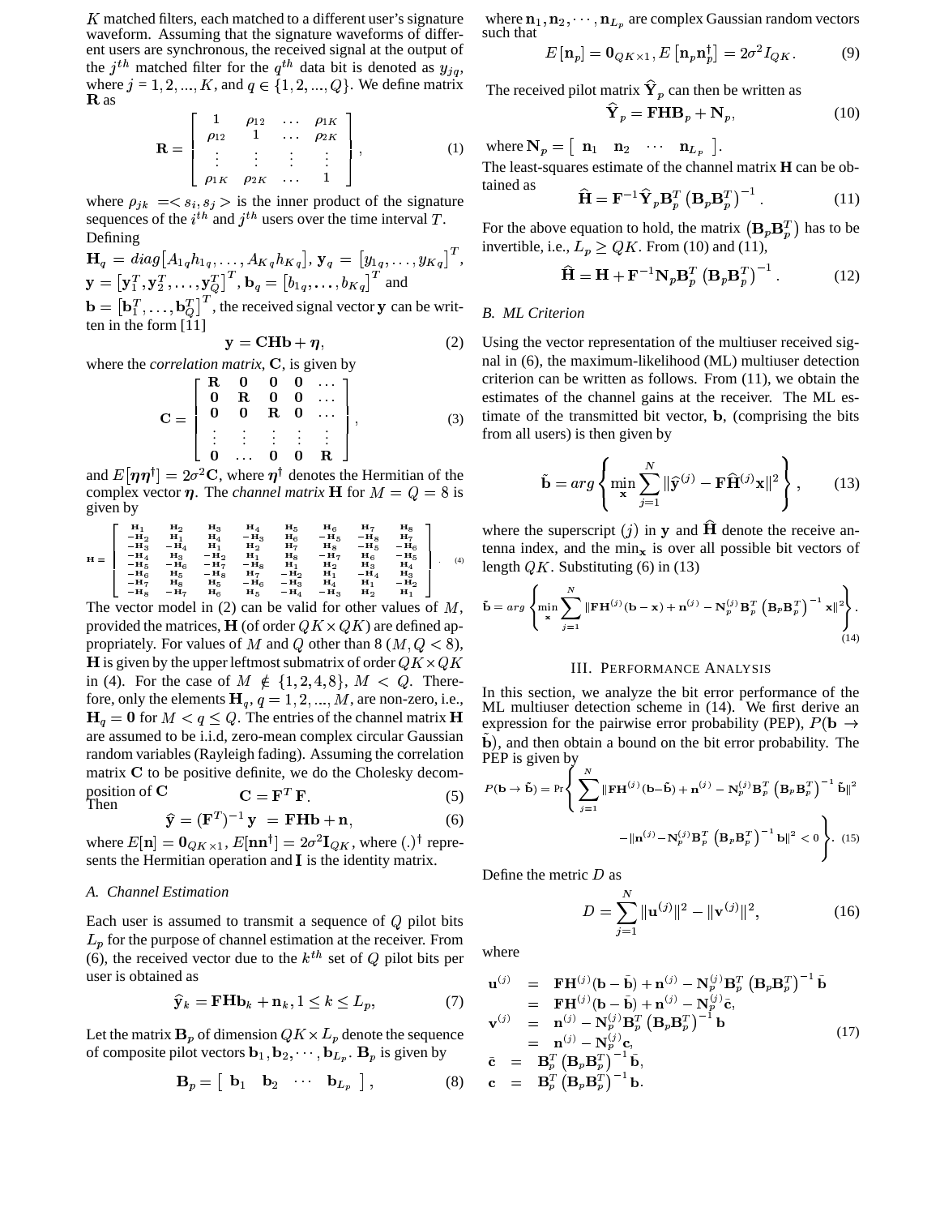$K$ matched filters, each matched to a different user's signature waveform. Assuming that the signature waveforms of different users are synchronous, the received signal at the output of the $j^{th}$ matched filter for the $q^{th}$ data bit is denoted as $y_{jq}$, where $j = 1, 2, ..., K$, and $q \in \{1, 2, ..., Q\}$. We define matrix $\mathbf{R}$ as

$$\mathbf{R} = \begin{bmatrix} 1 & \rho_{12} & \dots & \rho_{1K} \\ \rho_{12} & 1 & \dots & \rho_{2K} \\ \vdots & \vdots & \vdots & \vdots \\ \rho_{1K} & \rho_{2K} & \dots & 1 \end{bmatrix}, \tag{1}$$

where $\rho_{jk} = < s_i, s_j >$ is the inner product of the signature sequences of the $i^{th}$ and $j^{th}$ users over the time interval $T$. Defining

$\mathbf{H}_q = diag[A_{1q}h_{1q}, \dots, A_{Kq}h_{Kq}]$, $\mathbf{y}_q = [y_{1q}, \dots, y_{Kq}]^T$, $\mathbf{y} = [\mathbf{y}_1^T, \mathbf{y}_2^T, \dots, \mathbf{y}_Q^T]^T$, $\mathbf{b}_q = [b_{1q}, \dots, b_{Kq}]^T$ and $\mathbf{b} = [\mathbf{b}_1^T, \dots, \mathbf{b}_Q^T]^T$, the received signal vector $\mathbf{y}$ can be written in the form [11]

$$\mathbf{y} = \mathbf{CHb} + \boldsymbol{\eta}, \tag{2}$$

where the *correlation matrix*, $\mathbf{C}$, is given by

$$\mathbf{C} = \begin{bmatrix} \mathbf{R} & \mathbf{0} & \mathbf{0} & \mathbf{0} & \dots \\ \mathbf{0} & \mathbf{R} & \mathbf{0} & \mathbf{0} & \dots \\ \mathbf{0} & \mathbf{0} & \mathbf{R} & \mathbf{0} & \dots \\ \vdots & \vdots & \vdots & \vdots & \vdots \\ \mathbf{0} & \dots & \mathbf{0} & \mathbf{0} & \mathbf{R} \end{bmatrix}, \tag{3}$$

and $E[\boldsymbol{\eta}\boldsymbol{\eta}^\dagger] = 2\sigma^2\mathbf{C}$, where $\boldsymbol{\eta}^\dagger$ denotes the Hermitian of the complex vector $\boldsymbol{\eta}$. The *channel matrix* $\mathbf{H}$ for $M = Q = 8$ is given by

$$\mathbf{H} = \begin{bmatrix} \mathbf{H}_1 & \mathbf{H}_2 & \mathbf{H}_3 & \mathbf{H}_4 & \mathbf{H}_5 & \mathbf{H}_6 & \mathbf{H}_7 & \mathbf{H}_8 \\ -\mathbf{H}_2 & \mathbf{H}_1 & \mathbf{H}_4 & -\mathbf{H}_3 & \mathbf{H}_6 & -\mathbf{H}_5 & -\mathbf{H}_8 & \mathbf{H}_7 \\ -\mathbf{H}_3 & -\mathbf{H}_4 & \mathbf{H}_1 & \mathbf{H}_2 & \mathbf{H}_7 & \mathbf{H}_8 & -\mathbf{H}_5 & -\mathbf{H}_6 \\ -\mathbf{H}_4 & \mathbf{H}_3 & -\mathbf{H}_2 & \mathbf{H}_1 & \mathbf{H}_8 & -\mathbf{H}_7 & \mathbf{H}_6 & -\mathbf{H}_5 \\ -\mathbf{H}_5 & -\mathbf{H}_6 & -\mathbf{H}_7 & -\mathbf{H}_8 & \mathbf{H}_1 & \mathbf{H}_2 & \mathbf{H}_3 & \mathbf{H}_4 \\ -\mathbf{H}_6 & \mathbf{H}_5 & -\mathbf{H}_8 & \mathbf{H}_7 & -\mathbf{H}_2 & \mathbf{H}_1 & -\mathbf{H}_4 & \mathbf{H}_3 \\ -\mathbf{H}_7 & \mathbf{H}_8 & \mathbf{H}_5 & -\mathbf{H}_6 & -\mathbf{H}_3 & \mathbf{H}_4 & \mathbf{H}_1 & -\mathbf{H}_2 \\ -\mathbf{H}_8 & -\mathbf{H}_7 & \mathbf{H}_6 & \mathbf{H}_5 & -\mathbf{H}_4 & -\mathbf{H}_3 & \mathbf{H}_2 & \mathbf{H}_1 \end{bmatrix}. \tag{4}$$

The vector model in (2) can be valid for other values of $M$, provided the matrices, $\mathbf{H}$ (of order $QK \times QK$) are defined appropriately. For values of $M$ and $Q$ other than 8 ($M, Q < 8$), $\mathbf{H}$ is given by the upper leftmost submatrix of order $QK \times QK$ in (4). For the case of $M \notin \{1, 2, 4, 8\}$, $M < Q$. Therefore, only the elements $\mathbf{H}_q$, $q = 1, 2, ..., M$, are non-zero, i.e., $\mathbf{H}_q = \mathbf{0}$ for $M < q \leq Q$. The entries of the channel matrix $\mathbf{H}$ are assumed to be i.i.d, zero-mean complex circular Gaussian random variables (Rayleigh fading). Assuming the correlation matrix $\mathbf{C}$ to be positive definite, we do the Cholesky decomposition of $\mathbf{C}$

$$\mathbf{C} = \mathbf{F}^T\mathbf{F}. \tag{5}$$

Then

$$\widehat{\mathbf{y}} = (\mathbf{F}^T)^{-1}\mathbf{y} = \mathbf{FHb} + \mathbf{n}, \tag{6}$$

where $E[\mathbf{n}] = \mathbf{0}_{QK \times 1}$, $E[\mathbf{nn}^\dagger] = 2\sigma^2\mathbf{I}_{QK}$, where $(.)^\dagger$ represents the Hermitian operation and $\mathbf{I}$ is the identity matrix.

### A. Channel Estimation

Each user is assumed to transmit a sequence of $Q$ pilot bits $L_p$ for the purpose of channel estimation at the receiver. From (6), the received vector due to the $k^{th}$ set of $Q$ pilot bits per user is obtained as

$$\widehat{\mathbf{y}}_k = \mathbf{FHb}_k + \mathbf{n}_k, 1 \leq k \leq L_p, \tag{7}$$

Let the matrix $\mathbf{B}_p$ of dimension $QK \times L_p$ denote the sequence of composite pilot vectors $\mathbf{b}_1, \mathbf{b}_2, \cdots, \mathbf{b}_{L_p}$. $\mathbf{B}_p$ is given by

$$\mathbf{B}_p = \begin{bmatrix} \mathbf{b}_1 & \mathbf{b}_2 & \cdots & \mathbf{b}_{L_p} \end{bmatrix}, \tag{8}$$

where $\mathbf{n}_1, \mathbf{n}_2, \cdots, \mathbf{n}_{L_p}$ are complex Gaussian random vectors such that

$$E[\mathbf{n}_p] = \mathbf{0}_{QK \times 1}, E[\mathbf{n}_p\mathbf{n}_p^\dagger] = 2\sigma^2 I_{QK}. \tag{9}$$

The received pilot matrix $\widehat{\mathbf{Y}}_p$ can then be written as

$$\widehat{\mathbf{Y}}_p = \mathbf{FHB}_p + \mathbf{N}_p, \tag{10}$$

where $\mathbf{N}_p = \begin{bmatrix} \mathbf{n}_1 & \mathbf{n}_2 & \cdots & \mathbf{n}_{L_p} \end{bmatrix}$.

The least-squares estimate of the channel matrix $\mathbf{H}$ can be obtained as

$$\widehat{\mathbf{H}} = \mathbf{F}^{-1}\widehat{\mathbf{Y}}_p\mathbf{B}_p^T\left(\mathbf{B}_p\mathbf{B}_p^T\right)^{-1}. \tag{11}$$

For the above equation to hold, the matrix $\left(\mathbf{B}_p\mathbf{B}_p^T\right)$ has to be invertible, i.e., $L_p \geq QK$. From (10) and (11),

$$\widehat{\mathbf{H}} = \mathbf{H} + \mathbf{F}^{-1}\mathbf{N}_p\mathbf{B}_p^T\left(\mathbf{B}_p\mathbf{B}_p^T\right)^{-1}. \tag{12}$$

### B. ML Criterion

Using the vector representation of the multiuser received signal in (6), the maximum-likelihood (ML) multiuser detection criterion can be written as follows. From (11), we obtain the estimates of the channel gains at the receiver. The ML estimate of the transmitted bit vector, $\mathbf{b}$, (comprising the bits from all users) is then given by

$$\tilde{\mathbf{b}} = arg\left\{\min_{\mathbf{x}} \sum_{j=1}^{N} \|\widehat{\mathbf{y}}^{(j)} - \mathbf{F}\widehat{\mathbf{H}}^{(j)}\mathbf{x}\|^2\right\}, \tag{13}$$

where the superscript $(j)$ in $\mathbf{y}$ and $\widehat{\mathbf{H}}$ denote the receive antenna index, and the $\min_{\mathbf{x}}$ is over all possible bit vectors of length $QK$. Substituting (6) in (13)

$$\tilde{\mathbf{b}} = arg\left\{\min_{\mathbf{x}} \sum_{j=1}^{N} \|\mathbf{FH}^{(j)}(\mathbf{b} - \mathbf{x}) + \mathbf{n}^{(j)} - \mathbf{N}_p^{(j)}\mathbf{B}_p^T\left(\mathbf{B}_p\mathbf{B}_p^T\right)^{-1}\mathbf{x}\|^2\right\}. \tag{14}$$

## III. Performance Analysis

In this section, we analyze the bit error performance of the ML multiuser detection scheme in (14). We first derive an expression for the pairwise error probability (PEP), $P(\mathbf{b} \rightarrow \tilde{\mathbf{b}})$, and then obtain a bound on the bit error probability. The PEP is given by

$$P(\mathbf{b} \rightarrow \tilde{\mathbf{b}}) = \Pr\left\{\sum_{j=1}^{N} \|\mathbf{FH}^{(j)}(\mathbf{b} - \tilde{\mathbf{b}}) + \mathbf{n}^{(j)} - \mathbf{N}_p^{(j)}\mathbf{B}_p^T\left(\mathbf{B}_p\mathbf{B}_p^T\right)^{-1}\tilde{\mathbf{b}}\|^2 - \|\mathbf{n}^{(j)} - \mathbf{N}_p^{(j)}\mathbf{B}_p^T\left(\mathbf{B}_p\mathbf{B}_p^T\right)^{-1}\mathbf{b}\|^2 < 0\right\}. \tag{15}$$

Define the metric $D$ as

$$D = \sum_{j=1}^{N} \|\mathbf{u}^{(j)}\|^2 - \|\mathbf{v}^{(j)}\|^2, \tag{16}$$

where

$$\begin{aligned} \mathbf{u}^{(j)} &= \mathbf{FH}^{(j)}(\mathbf{b} - \bar{\mathbf{b}}) + \mathbf{n}^{(j)} - \mathbf{N}_p^{(j)}\mathbf{B}_p^T\left(\mathbf{B}_p\mathbf{B}_p^T\right)^{-1}\bar{\mathbf{b}} \\ &= \mathbf{FH}^{(j)}(\mathbf{b} - \bar{\mathbf{b}}) + \mathbf{n}^{(j)} - \mathbf{N}_p^{(j)}\bar{\mathbf{c}}, \\ \mathbf{v}^{(j)} &= \mathbf{n}^{(j)} - \mathbf{N}_p^{(j)}\mathbf{B}_p^T\left(\mathbf{B}_p\mathbf{B}_p^T\right)^{-1}\mathbf{b} \\ &= \mathbf{n}^{(j)} - \mathbf{N}_p^{(j)}\mathbf{c}, \\ \bar{\mathbf{c}} &= \mathbf{B}_p^T\left(\mathbf{B}_p\mathbf{B}_p^T\right)^{-1}\bar{\mathbf{b}}, \\ \mathbf{c} &= \mathbf{B}_p^T\left(\mathbf{B}_p\mathbf{B}_p^T\right)^{-1}\mathbf{b}. \end{aligned} \tag{17}$$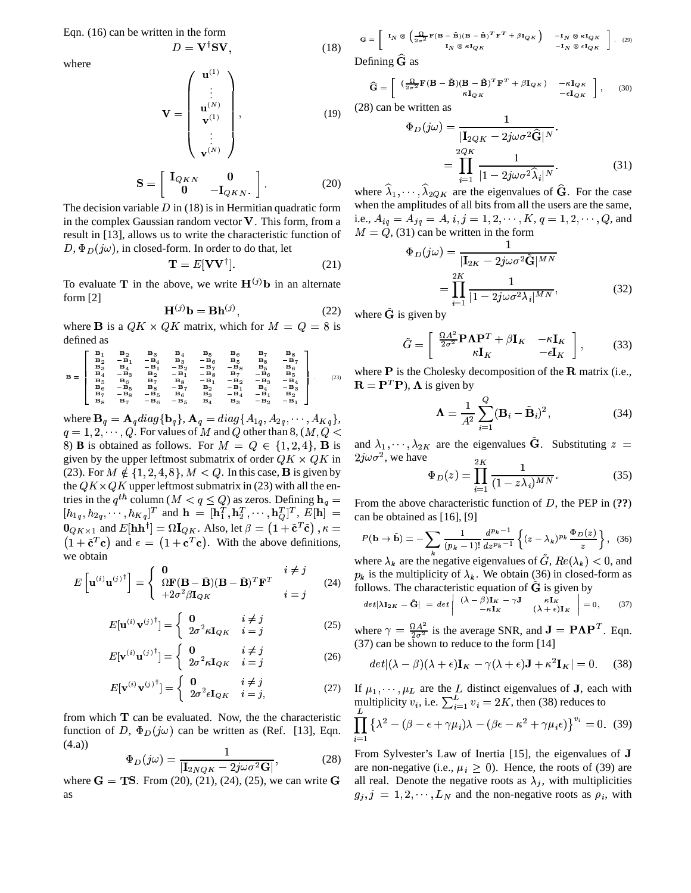Eqn. (16) can be written in the form

$$D = \mathbf{V}^{\dagger}\mathbf{S}\mathbf{V}, \tag{18}$$

where

$$\mathbf{V} = \begin{pmatrix} \mathbf{u}^{(1)} \\ \vdots \\ \mathbf{u}^{(N)} \\ \mathbf{v}^{(1)} \\ \vdots \\ \mathbf{v}^{(N)} \end{pmatrix}, \tag{19}$$

$$\mathbf{S} = \begin{bmatrix} \mathbf{I}_{QKN} & \mathbf{0} \\ \mathbf{0} & -\mathbf{I}_{QKN}. \end{bmatrix}. \tag{20}$$

The decision variable $D$ in (18) is in Hermitian quadratic form in the complex Gaussian random vector $\mathbf{V}$. This form, from a result in [13], allows us to write the characteristic function of $D$, $\Phi_D(j\omega)$, in closed-form. In order to do that, let

$$\mathbf{T} = E[\mathbf{V}\mathbf{V}^{\dagger}]. \tag{21}$$

To evaluate $\mathbf{T}$ in the above, we write $\mathbf{H}^{(j)}\mathbf{b}$ in an alternate form [2]

$$\mathbf{H}^{(j)}\mathbf{b} = \mathbf{B}\mathbf{h}^{(j)}, \tag{22}$$

where $\mathbf{B}$ is a $QK \times QK$ matrix, which for $M = Q = 8$ is defined as

$$\mathbf{B} = \begin{bmatrix} \mathbf{B}_1 & \mathbf{B}_2 & \mathbf{B}_3 & \mathbf{B}_4 & \mathbf{B}_5 & \mathbf{B}_6 & \mathbf{B}_7 & \mathbf{B}_8 \\ \mathbf{B}_2 & -\mathbf{B}_1 & -\mathbf{B}_4 & \mathbf{B}_3 & -\mathbf{B}_6 & \mathbf{B}_5 & \mathbf{B}_8 & -\mathbf{B}_7 \\ \mathbf{B}_3 & \mathbf{B}_4 & -\mathbf{B}_1 & -\mathbf{B}_2 & -\mathbf{B}_7 & -\mathbf{B}_8 & \mathbf{B}_5 & \mathbf{B}_6 \\ \mathbf{B}_4 & -\mathbf{B}_3 & \mathbf{B}_2 & -\mathbf{B}_1 & -\mathbf{B}_8 & \mathbf{B}_7 & -\mathbf{B}_6 & \mathbf{B}_5 \\ \mathbf{B}_5 & \mathbf{B}_6 & \mathbf{B}_7 & \mathbf{B}_8 & -\mathbf{B}_1 & -\mathbf{B}_2 & -\mathbf{B}_3 & -\mathbf{B}_4 \\ \mathbf{B}_6 & -\mathbf{B}_5 & \mathbf{B}_8 & -\mathbf{B}_7 & \mathbf{B}_2 & -\mathbf{B}_1 & \mathbf{B}_4 & -\mathbf{B}_3 \\ \mathbf{B}_7 & -\mathbf{B}_8 & -\mathbf{B}_5 & \mathbf{B}_6 & \mathbf{B}_3 & -\mathbf{B}_4 & -\mathbf{B}_1 & \mathbf{B}_2 \\ \mathbf{B}_8 & \mathbf{B}_7 & -\mathbf{B}_6 & -\mathbf{B}_5 & \mathbf{B}_4 & \mathbf{B}_3 & -\mathbf{B}_2 & -\mathbf{B}_1 \end{bmatrix}. \tag{23}$$

where $\mathbf{B}_q = \mathbf{A}_q diag\{\mathbf{b}_q\}$, $\mathbf{A}_q = diag\{A_{1q}, A_{2q}, \cdots, A_{Kq}\}$, $q = 1, 2, \cdots, Q$. For values of $M$ and $Q$ other than 8, $(M, Q < 8)$ $\mathbf{B}$ is obtained as follows. For $M = Q \in \{1, 2, 4\}$, $\mathbf{B}$ is given by the upper leftmost submatrix of order $QK \times QK$ in (23). For $M \notin \{1, 2, 4, 8\}$, $M < Q$. In this case, $\mathbf{B}$ is given by the $QK \times QK$ upper leftmost submatrix in (23) with all the entries in the $q^{th}$ column $(M < q \leq Q)$ as zeros. Defining $\mathbf{h}_q = [h_{1q}, h_{2q}, \cdots, h_{Kq}]^T$ and $\mathbf{h} = [\mathbf{h}_1^T, \mathbf{h}_2^T, \cdots, \mathbf{h}_Q^T]^T$, $E[\mathbf{h}] = \mathbf{0}_{QK \times 1}$ and $E[\mathbf{h}\mathbf{h}^{\dagger}] = \Omega \mathbf{I}_{QK}$. Also, let $\beta = \left(1 + \tilde{\mathbf{c}}^T\tilde{\mathbf{c}}\right)$, $\kappa = \left(1 + \tilde{\mathbf{c}}^T\mathbf{c}\right)$ and $\epsilon = \left(1 + \mathbf{c}^T\mathbf{c}\right)$. With the above definitions, we obtain

$$E\left[\mathbf{u}^{(i)}\mathbf{u}^{(j)\dagger}\right] = \begin{cases} \mathbf{0} & i \neq j \\ \Omega \mathbf{F}(\mathbf{B} - \bar{\mathbf{B}})(\mathbf{B} - \bar{\mathbf{B}})^T\mathbf{F}^T & \\ +2\sigma^2\beta\mathbf{I}_{QK} & i = j \end{cases} \tag{24}$$

$$E[\mathbf{u}^{(i)}\mathbf{v}^{(j)\dagger}] = \begin{cases} \mathbf{0} & i \neq j \\ 2\sigma^2\kappa\mathbf{I}_{QK} & i = j \end{cases} \tag{25}$$

$$E[\mathbf{v}^{(i)}\mathbf{u}^{(j)\dagger}] = \begin{cases} \mathbf{0} & i \neq j \\ 2\sigma^2\kappa\mathbf{I}_{QK} & i = j \end{cases} \tag{26}$$

$$E[\mathbf{v}^{(i)}\mathbf{v}^{(j)\dagger}] = \begin{cases} \mathbf{0} & i \neq j \\ 2\sigma^2\epsilon\mathbf{I}_{QK} & i = j, \end{cases} \tag{27}$$

from which $\mathbf{T}$ can be evaluated. Now, the the characteristic function of $D$, $\Phi_D(j\omega)$ can be written as (Ref. [13], Eqn. (4.a))

$$\Phi_D(j\omega) = \frac{1}{|\mathbf{I}_{2NQK} - 2j\omega\sigma^2\mathbf{G}|}, \tag{28}$$

where $\mathbf{G} = \mathbf{TS}$. From (20), (21), (24), (25), we can write $\mathbf{G}$ as

$$\mathbf{G} = \begin{bmatrix} \mathbf{I}_N \otimes \left(\frac{\Omega}{2\sigma^2}\mathbf{F}(\mathbf{B} - \tilde{\mathbf{B}})(\mathbf{B} - \tilde{\mathbf{B}})^T\mathbf{F}^T + \beta\mathbf{I}_{QK}\right) & -\mathbf{I}_N \otimes \kappa\mathbf{I}_{QK} \\ \mathbf{I}_N \otimes \kappa\mathbf{I}_{QK} & -\mathbf{I}_N \otimes \epsilon\mathbf{I}_{QK} \end{bmatrix}. \tag{29}$$

Defining $\widehat{\mathbf{G}}$ as

$$\widehat{\mathbf{G}} = \begin{bmatrix} \left(\frac{\Omega}{2\sigma^2}\mathbf{F}(\mathbf{B} - \tilde{\mathbf{B}})(\mathbf{B} - \tilde{\mathbf{B}})^T\mathbf{F}^T + \beta\mathbf{I}_{QK}\right) & -\kappa\mathbf{I}_{QK} \\ \kappa\mathbf{I}_{QK} & -\epsilon\mathbf{I}_{QK} \end{bmatrix}, \tag{30}$$

(28) can be written as

$$\begin{aligned} \Phi_D(j\omega) &= \frac{1}{|\mathbf{I}_{2QK} - 2j\omega\sigma^2\widehat{\mathbf{G}}|^N}. \\ &= \prod_{i=1}^{2QK} \frac{1}{|1 - 2j\omega\sigma^2\widehat{\lambda}_i|^N}. \end{aligned} \tag{31}$$

where $\widehat{\lambda}_1, \cdots, \widehat{\lambda}_{2QK}$ are the eigenvalues of $\widehat{\mathbf{G}}$. For the case when the amplitudes of all bits from all the users are the same, i.e., $A_{iq} = A_{jq} = A$, $i, j = 1, 2, \cdots, K$, $q = 1, 2, \cdots, Q$, and $M = Q$, (31) can be written in the form

$$\begin{aligned} \Phi_D(j\omega) &= \frac{1}{|\mathbf{I}_{2K} - 2j\omega\sigma^2\tilde{\mathbf{G}}|^{MN}} \\ &= \prod_{i=1}^{2K} \frac{1}{|1 - 2j\omega\sigma^2\lambda_i|^{MN}}, \end{aligned} \tag{32}$$

where $\tilde{\mathbf{G}}$ is given by

$$\tilde{G} = \begin{bmatrix} \frac{\Omega A^2}{2\sigma^2}\mathbf{P}\boldsymbol{\Lambda}\mathbf{P}^T + \beta\mathbf{I}_K & -\kappa\mathbf{I}_K \\ \kappa\mathbf{I}_K & -\epsilon\mathbf{I}_K \end{bmatrix}, \tag{33}$$

where $\mathbf{P}$ is the Cholesky decomposition of the $\mathbf{R}$ matrix (i.e., $\mathbf{R} = \mathbf{P}^T\mathbf{P}$), $\boldsymbol{\Lambda}$ is given by

$$\boldsymbol{\Lambda} = \frac{1}{A^2}\sum_{i=1}^{Q}(\mathbf{B}_i - \tilde{\mathbf{B}}_i)^2, \tag{34}$$

and $\lambda_1, \cdots, \lambda_{2K}$ are the eigenvalues $\tilde{\mathbf{G}}$. Substituting $z = 2j\omega\sigma^2$, we have

$$\Phi_D(z) = \prod_{i=1}^{2K} \frac{1}{(1 - z\lambda_i)^{MN}}. \tag{35}$$

From the above characteristic function of $D$, the PEP in (**??**) can be obtained as [16], [9]

$$P(\mathbf{b} \rightarrow \tilde{\mathbf{b}}) = -\sum_k \frac{1}{(p_k - 1)!}\frac{d^{p_k - 1}}{dz^{p_k - 1}}\left\{(z - \lambda_k)^{p_k}\frac{\Phi_D(z)}{z}\right\}, \tag{36}$$

where $\lambda_k$ are the negative eigenvalues of $\tilde{G}$, $Re(\lambda_k) < 0$, and $p_k$ is the multiplicity of $\lambda_k$. We obtain (36) in closed-form as follows. The characteristic equation of $\tilde{\mathbf{G}}$ is given by

$$det|\lambda\mathbf{I}_{2K} - \tilde{\mathbf{G}}| = det\begin{vmatrix} (\lambda - \beta)\mathbf{I}_K - \gamma\mathbf{J} & \kappa\mathbf{I}_K \\ -\kappa\mathbf{I}_K & (\lambda + \epsilon)\mathbf{I}_K \end{vmatrix} = 0, \tag{37}$$

where $\gamma = \frac{\Omega A^2}{2\sigma^2}$ is the average SNR, and $\mathbf{J} = \mathbf{P}\boldsymbol{\Lambda}\mathbf{P}^T$. Eqn. (37) can be shown to reduce to the form [14]

$$det|(\lambda - \beta)(\lambda + \epsilon)\mathbf{I}_K - \gamma(\lambda + \epsilon)\mathbf{J} + \kappa^2\mathbf{I}_K| = 0. \tag{38}$$

If $\mu_1, \cdots, \mu_L$ are the $L$ distinct eigenvalues of $\mathbf{J}$, each with multiplicity $v_i$, i.e. $\sum_{i=1}^{L} v_i = 2K$, then (38) reduces to

$$\prod_{i=1}^{L}\left\{\lambda^2 - (\beta - \epsilon + \gamma\mu_i)\lambda - (\beta\epsilon - \kappa^2 + \gamma\mu_i\epsilon)\right\}^{v_i} = 0. \tag{39}$$

From Sylvester's Law of Inertia [15], the eigenvalues of $\mathbf{J}$ are non-negative (i.e., $\mu_i \geq 0$). Hence, the roots of (39) are all real. Denote the negative roots as $\lambda_j$, with multiplicities $g_j, j = 1, 2, \cdots, L_N$ and the non-negative roots as $\rho_i$, with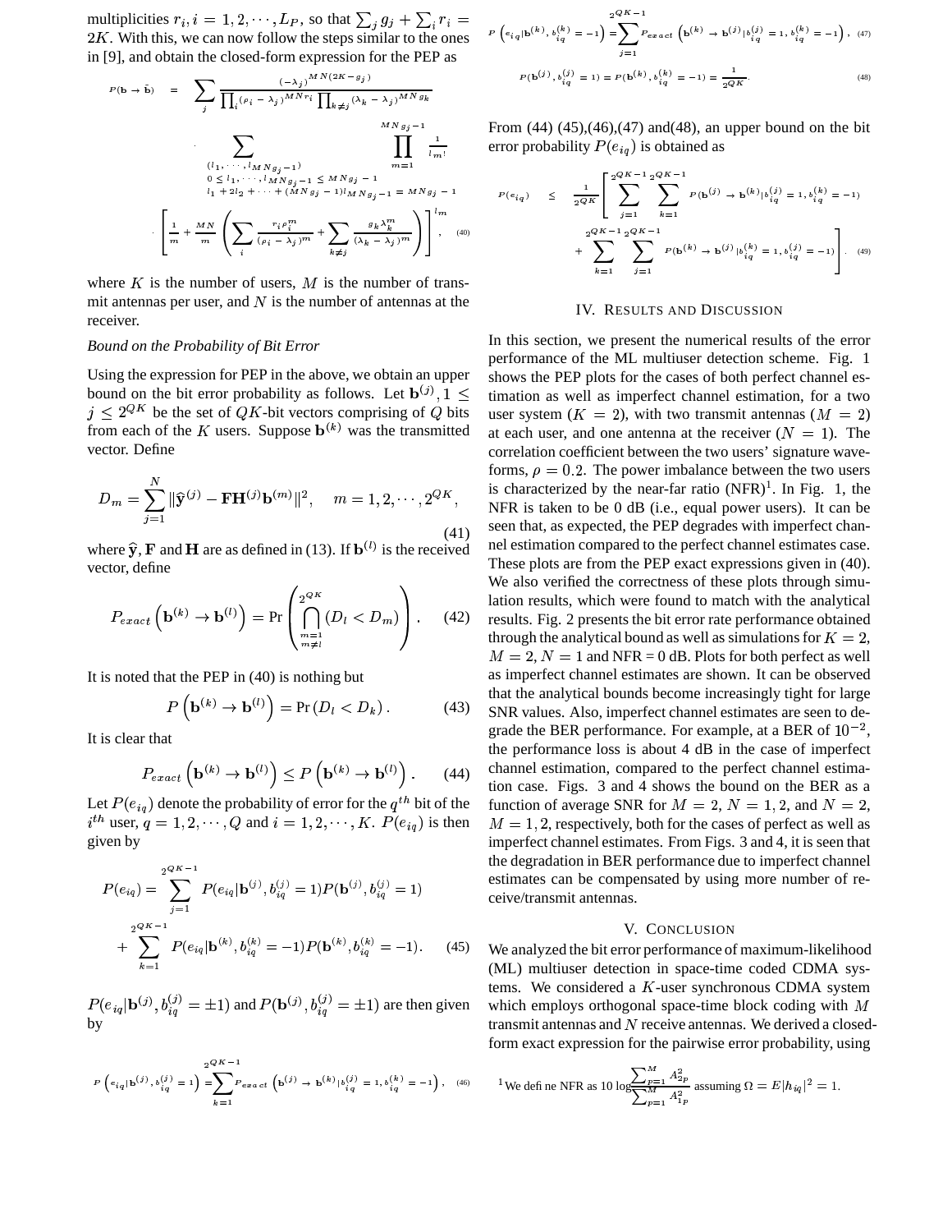multiplicities $r_i, i = 1, 2, \cdots, L_P$, so that $\sum_j g_j + \sum_i r_i = 2K$. With this, we can now follow the steps similar to the ones in [9], and obtain the closed-form expression for the PEP as

$$P(\mathbf{b} \rightarrow \tilde{\mathbf{b}}) = \sum_j \frac{(-\lambda_j)^{MN(2K-g_j)}}{\prod_i (\rho_i - \lambda_j)^{MNr_i} \prod_{k \neq j} (\lambda_k - \lambda_j)^{MNg_k}} \sum_{\substack{(l_1, \cdots, l_{MNg_j-1}) \\ 0 \leq l_1, \cdots, l_{MNg_j-1} \leq MNg_j - 1 \\ l_1 + 2l_2 + \cdots + (MNg_j-1)l_{MNg_j-1} = MNg_j - 1}} \prod_{m=1}^{MNg_j-1} \frac{1}{l_m!} \cdot \left[ \frac{1}{m} + \frac{MN}{m} \left( \sum_i \frac{r_i \rho_i^m}{(\rho_i - \lambda_j)^m} + \sum_{k \neq j} \frac{g_k \lambda_k^m}{(\lambda_k - \lambda_j)^m} \right) \right]^{l_m}, \quad (40)$$

where $K$ is the number of users, $M$ is the number of transmit antennas per user, and $N$ is the number of antennas at the receiver.

*Bound on the Probability of Bit Error*

Using the expression for PEP in the above, we obtain an upper bound on the bit error probability as follows. Let $\mathbf{b}^{(j)}, 1 \leq j \leq 2^{QK}$ be the set of $QK$-bit vectors comprising of $Q$ bits from each of the $K$ users. Suppose $\mathbf{b}^{(k)}$ was the transmitted vector. Define

$$D_m = \sum_{j=1}^{N} \|\widehat{\mathbf{y}}^{(j)} - \mathbf{F}\mathbf{H}^{(j)}\mathbf{b}^{(m)}\|^2, \quad m = 1, 2, \cdots, 2^{QK}, \quad (41)$$

where $\widehat{\mathbf{y}}, \mathbf{F}$ and $\mathbf{H}$ are as defined in (13). If $\mathbf{b}^{(l)}$ is the received vector, define

$$P_{exact}\left(\mathbf{b}^{(k)} \rightarrow \mathbf{b}^{(l)}\right) = \Pr\left(\bigcap_{\substack{m=1 \\ m \neq l}}^{2^{QK}} (D_l < D_m)\right). \quad (42)$$

It is noted that the PEP in (40) is nothing but

$$P\left(\mathbf{b}^{(k)} \rightarrow \mathbf{b}^{(l)}\right) = \Pr\left(D_l < D_k\right). \quad (43)$$

It is clear that

$$P_{exact}\left(\mathbf{b}^{(k)} \rightarrow \mathbf{b}^{(l)}\right) \leq P\left(\mathbf{b}^{(k)} \rightarrow \mathbf{b}^{(l)}\right). \quad (44)$$

Let $P(e_{iq})$ denote the probability of error for the $q^{th}$ bit of the $i^{th}$ user, $q = 1, 2, \cdots, Q$ and $i = 1, 2, \cdots, K$. $P(e_{iq})$ is then given by

$$P(e_{iq}) = \sum_{j=1}^{2^{QK-1}} P(e_{iq}|\mathbf{b}^{(j)}, b_{iq}^{(j)} = 1) P(\mathbf{b}^{(j)}, b_{iq}^{(j)} = 1) + \sum_{k=1}^{2^{QK-1}} P(e_{iq}|\mathbf{b}^{(k)}, b_{iq}^{(k)} = -1) P(\mathbf{b}^{(k)}, b_{iq}^{(k)} = -1). \quad (45)$$

$P(e_{iq}|\mathbf{b}^{(j)}, b_{iq}^{(j)} = \pm 1)$ and $P(\mathbf{b}^{(j)}, b_{iq}^{(j)} = \pm 1)$ are then given by

$$P\left(e_{iq}|\mathbf{b}^{(j)}, b_{iq}^{(j)} = 1\right) = \sum_{k=1}^{2^{QK-1}} P_{exact}\left(\mathbf{b}^{(j)} \rightarrow \mathbf{b}^{(k)} | b_{iq}^{(j)} = 1, b_{iq}^{(k)} = -1\right), \quad (46)$$

$$P\left(e_{iq}|\mathbf{b}^{(k)}, b_{iq}^{(k)} = -1\right) = \sum_{j=1}^{2^{QK-1}} P_{exact}\left(\mathbf{b}^{(k)} \rightarrow \mathbf{b}^{(j)} | b_{iq}^{(j)} = 1, b_{iq}^{(k)} = -1\right), \quad (47)$$

$$P(\mathbf{b}^{(j)}, b_{iq}^{(j)} = 1) = P(\mathbf{b}^{(k)}, b_{iq}^{(k)} = -1) = \frac{1}{2^{QK}}. \quad (48)$$

From (44) (45),(46),(47) and(48), an upper bound on the bit error probability $P(e_{iq})$ is obtained as

$$P(e_{iq}) \leq \frac{1}{2^{QK}} \left[ \sum_{j=1}^{2^{QK-1}} \sum_{k=1}^{2^{QK-1}} P(\mathbf{b}^{(j)} \rightarrow \mathbf{b}^{(k)} | b_{iq}^{(j)} = 1, b_{iq}^{(k)} = -1) + \sum_{k=1}^{2^{QK-1}} \sum_{j=1}^{2^{QK-1}} P(\mathbf{b}^{(k)} \rightarrow \mathbf{b}^{(j)} | b_{iq}^{(k)} = 1, b_{iq}^{(j)} = -1) \right]. \quad (49)$$

## IV. Results and Discussion

In this section, we present the numerical results of the error performance of the ML multiuser detection scheme. Fig. 1 shows the PEP plots for the cases of both perfect channel estimation as well as imperfect channel estimation, for a two user system ($K = 2$), with two transmit antennas ($M = 2$) at each user, and one antenna at the receiver ($N = 1$). The correlation coefficient between the two users' signature waveforms, $\rho = 0.2$. The power imbalance between the two users is characterized by the near-far ratio (NFR)[1]. In Fig. 1, the NFR is taken to be 0 dB (i.e., equal power users). It can be seen that, as expected, the PEP degrades with imperfect channel estimation compared to the perfect channel estimates case. These plots are from the PEP exact expressions given in (40). We also verified the correctness of these plots through simulation results, which were found to match with the analytical results. Fig. 2 presents the bit error rate performance obtained through the analytical bound as well as simulations for $K = 2$, $M = 2$, $N = 1$ and NFR = 0 dB. Plots for both perfect as well as imperfect channel estimates are shown. It can be observed that the analytical bounds become increasingly tight for large SNR values. Also, imperfect channel estimates are seen to degrade the BER performance. For example, at a BER of $10^{-2}$, the performance loss is about 4 dB in the case of imperfect channel estimation, compared to the perfect channel estimation case. Figs. 3 and 4 shows the bound on the BER as a function of average SNR for $M = 2$, $N = 1, 2$, and $N = 2$, $M = 1, 2$, respectively, both for the cases of perfect as well as imperfect channel estimates. From Figs. 3 and 4, it is seen that the degradation in BER performance due to imperfect channel estimates can be compensated by using more number of receive/transmit antennas.

## V. Conclusion

We analyzed the bit error performance of maximum-likelihood (ML) multiuser detection in space-time coded CDMA systems. We considered a $K$-user synchronous CDMA system which employs orthogonal space-time block coding with $M$ transmit antennas and $N$ receive antennas. We derived a closed-form exact expression for the pairwise error probability, using

[1] We define NFR as $10 \log \frac{\sum_{p=1}^{M} A_{2p}^2}{\sum_{p=1}^{M} A_{1p}^2}$ assuming $\Omega = E|h_{iq}|^2 = 1$.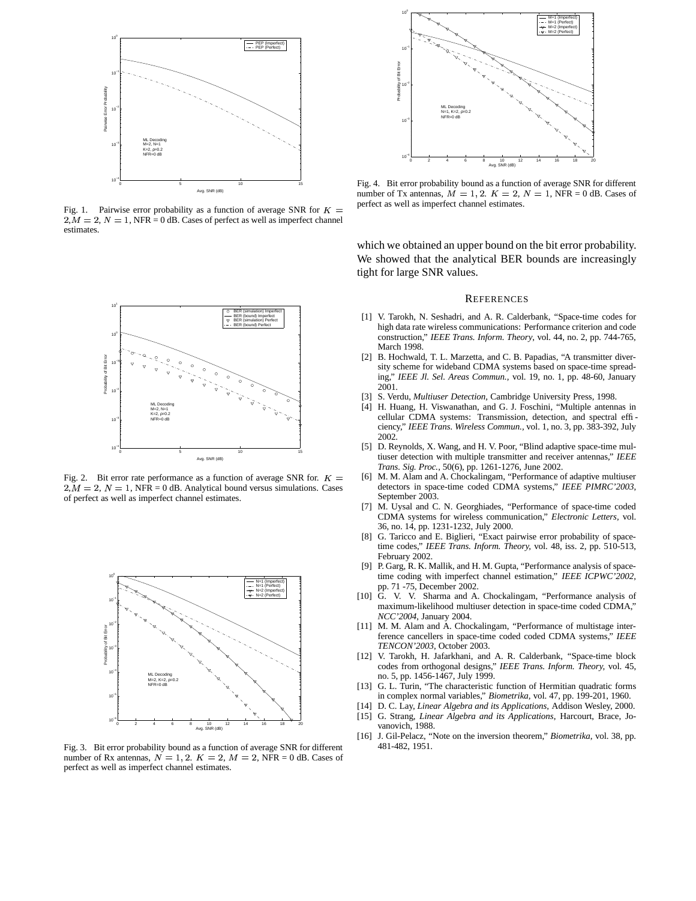PEP (Imperfect)
PEP (Perfect)

Pairwise Error Probability

ML Decoding
M=2, N=1
K=2, ρ=0.2
NFR=0 dB

Avg. SNR (dB)

Fig. 1. Pairwise error probability as a function of average SNR for $K = 2, M = 2$, $N = 1$, NFR = 0 dB. Cases of perfect as well as imperfect channel estimates.

BER (simulation) Imperfect
BER (bound) Imperfect
BER (simulation) Perfect
BER (bound) Perfect

Probability of Bit Error

ML Decoding
M=2, N=1
K=2, ρ=0.2
NFR=0 dB

Avg. SNR (dB)

Fig. 2. Bit error rate performance as a function of average SNR for. $K = 2, M = 2$, $N = 1$, NFR = 0 dB. Analytical bound versus simulations. Cases of perfect as well as imperfect channel estimates.

N=1 (Imperfect)
N=1 (Perfect)
N=2 (Imperfect)
N=2 (Perfect)

Probability of Bit Error

ML Decoding
M=2, K=2, ρ=0.2
NFR=0 dB

Avg. SNR (dB)

Fig. 3. Bit error probability bound as a function of average SNR for different number of Rx antennas, $N = 1, 2$. $K = 2$, $M = 2$, NFR = 0 dB. Cases of perfect as well as imperfect channel estimates.

M=1 (Imperfect)
M=1 (Perfect)
M=2 (Imperfect)
M=2 (Perfect)

Probability of Bit Error

ML Decoding
N=1, K=2, ρ=0.2
NFR=0 dB

Avg. SNR (dB)

Fig. 4. Bit error probability bound as a function of average SNR for different number of Tx antennas, $M = 1, 2$. $K = 2$, $N = 1$, NFR = 0 dB. Cases of perfect as well as imperfect channel estimates.

which we obtained an upper bound on the bit error probability. We showed that the analytical BER bounds are increasingly tight for large SNR values.

## REFERENCES

[1] V. Tarokh, N. Seshadri, and A. R. Calderbank, "Space-time codes for high data rate wireless communications: Performance criterion and code construction," *IEEE Trans. Inform. Theory*, vol. 44, no. 2, pp. 744-765, March 1998.

[2] B. Hochwald, T. L. Marzetta, and C. B. Papadias, "A transmitter diversity scheme for wideband CDMA systems based on space-time spreading," *IEEE Jl. Sel. Areas Commun.*, vol. 19, no. 1, pp. 48-60, January 2001.

[3] S. Verdu, *Multiuser Detection*, Cambridge University Press, 1998.

[4] H. Huang, H. Viswanathan, and G. J. Foschini, "Multiple antennas in cellular CDMA systems: Transmission, detection, and spectral efficiency," *IEEE Trans. Wireless Commun.*, vol. 1, no. 3, pp. 383-392, July 2002.

[5] D. Reynolds, X. Wang, and H. V. Poor, "Blind adaptive space-time multiuser detection with multiple transmitter and receiver antennas," *IEEE Trans. Sig. Proc.*, 50(6), pp. 1261-1276, June 2002.

[6] M. M. Alam and A. Chockalingam, "Performance of adaptive multiuser detectors in space-time coded CDMA systems," *IEEE PIMRC'2003*, September 2003.

[7] M. Uysal and C. N. Georghiades, "Performance of space-time coded CDMA systems for wireless communication," *Electronic Letters*, vol. 36, no. 14, pp. 1231-1232, July 2000.

[8] G. Taricco and E. Biglieri, "Exact pairwise error probability of space-time codes," *IEEE Trans. Inform. Theory*, vol. 48, iss. 2, pp. 510-513, February 2002.

[9] P. Garg, R. K. Mallik, and H. M. Gupta, "Performance analysis of space-time coding with imperfect channel estimation," *IEEE ICPWC'2002*, pp. 71 -75, December 2002.

[10] G. V. V. Sharma and A. Chockalingam, "Performance analysis of maximum-likelihood multiuser detection in space-time coded CDMA," *NCC'2004*, January 2004.

[11] M. M. Alam and A. Chockalingam, "Performance of multistage interference cancellers in space-time coded coded CDMA systems," *IEEE TENCON'2003*, October 2003.

[12] V. Tarokh, H. Jafarkhani, and A. R. Calderbank, "Space-time block codes from orthogonal designs," *IEEE Trans. Inform. Theory*, vol. 45, no. 5, pp. 1456-1467, July 1999.

[13] G. L. Turin, "The characteristic function of Hermitian quadratic forms in complex normal variables," *Biometrika*, vol. 47, pp. 199-201, 1960.

[14] D. C. Lay, *Linear Algebra and its Applications*, Addison Wesley, 2000.

[15] G. Strang, *Linear Algebra and its Applications*, Harcourt, Brace, Jovanovich, 1988.

[16] J. Gil-Pelacz, "Note on the inversion theorem," *Biometrika*, vol. 38, pp. 481-482, 1951.